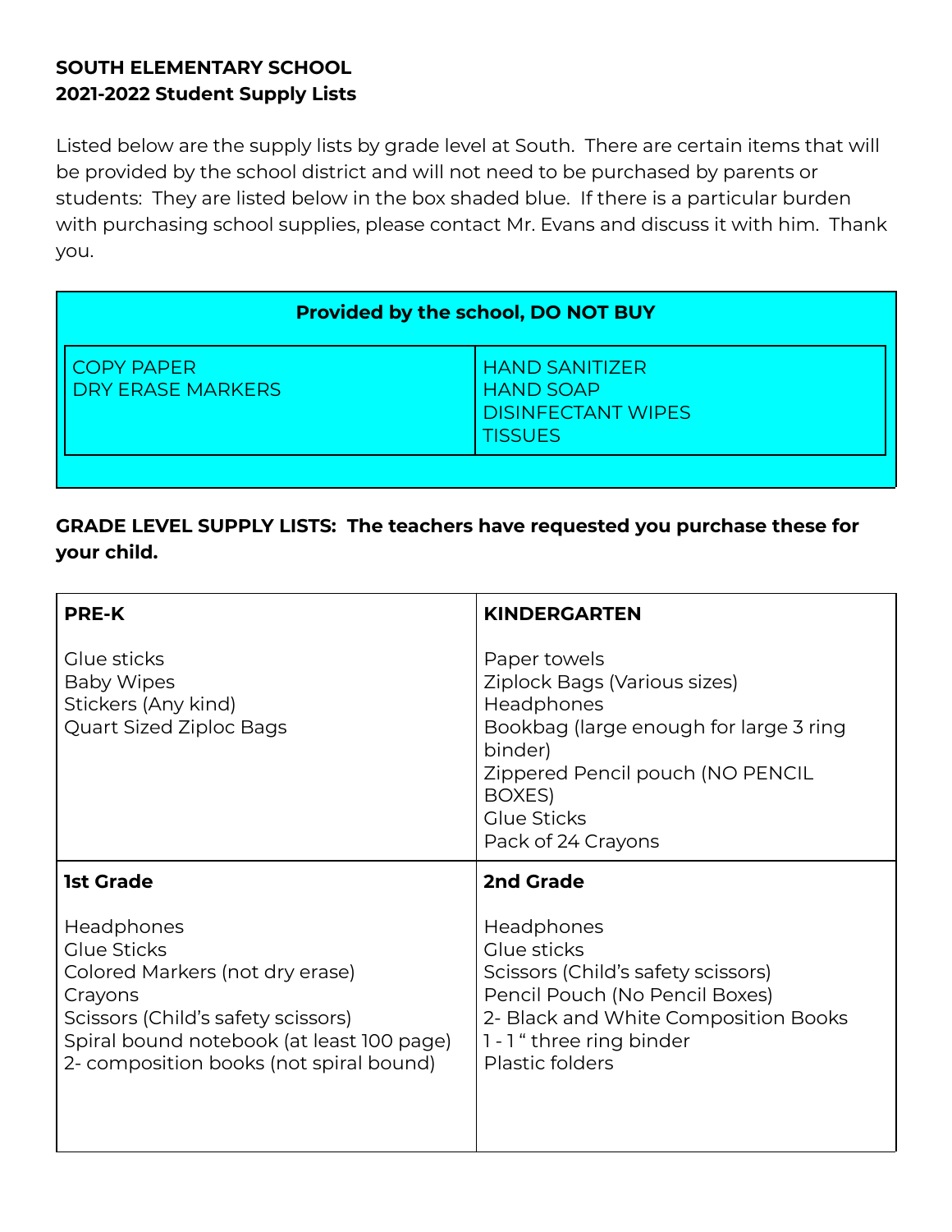**SOUTH ELEMENTARY SCHOOL**
**2021-2022 Student Supply Lists**

Listed below are the supply lists by grade level at South. There are certain items that will be provided by the school district and will not need to be purchased by parents or students: They are listed below in the box shaded blue. If there is a particular burden with purchasing school supplies, please contact Mr. Evans and discuss it with him. Thank you.

| **Provided by the school, DO NOT BUY** | |
|---|---|
| COPY PAPER<br>DRY ERASE MARKERS | HAND SANITIZER<br>HAND SOAP<br>DISINFECTANT WIPES<br>TISSUES |

**GRADE LEVEL SUPPLY LISTS: The teachers have requested you purchase these for your child.**

| **PRE-K** | **KINDERGARTEN** |
|---|---|
| Glue sticks<br>Baby Wipes<br>Stickers (Any kind)<br>Quart Sized Ziploc Bags | Paper towels<br>Ziplock Bags (Various sizes)<br>Headphones<br>Bookbag (large enough for large 3 ring binder)<br>Zippered Pencil pouch (NO PENCIL BOXES)<br>Glue Sticks<br>Pack of 24 Crayons |
| **1st Grade** | **2nd Grade** |
| Headphones<br>Glue Sticks<br>Colored Markers (not dry erase)<br>Crayons<br>Scissors (Child's safety scissors)<br>Spiral bound notebook (at least 100 page)<br>2- composition books (not spiral bound) | Headphones<br>Glue sticks<br>Scissors (Child's safety scissors)<br>Pencil Pouch (No Pencil Boxes)<br>2- Black and White Composition Books<br>1 - 1 " three ring binder<br>Plastic folders |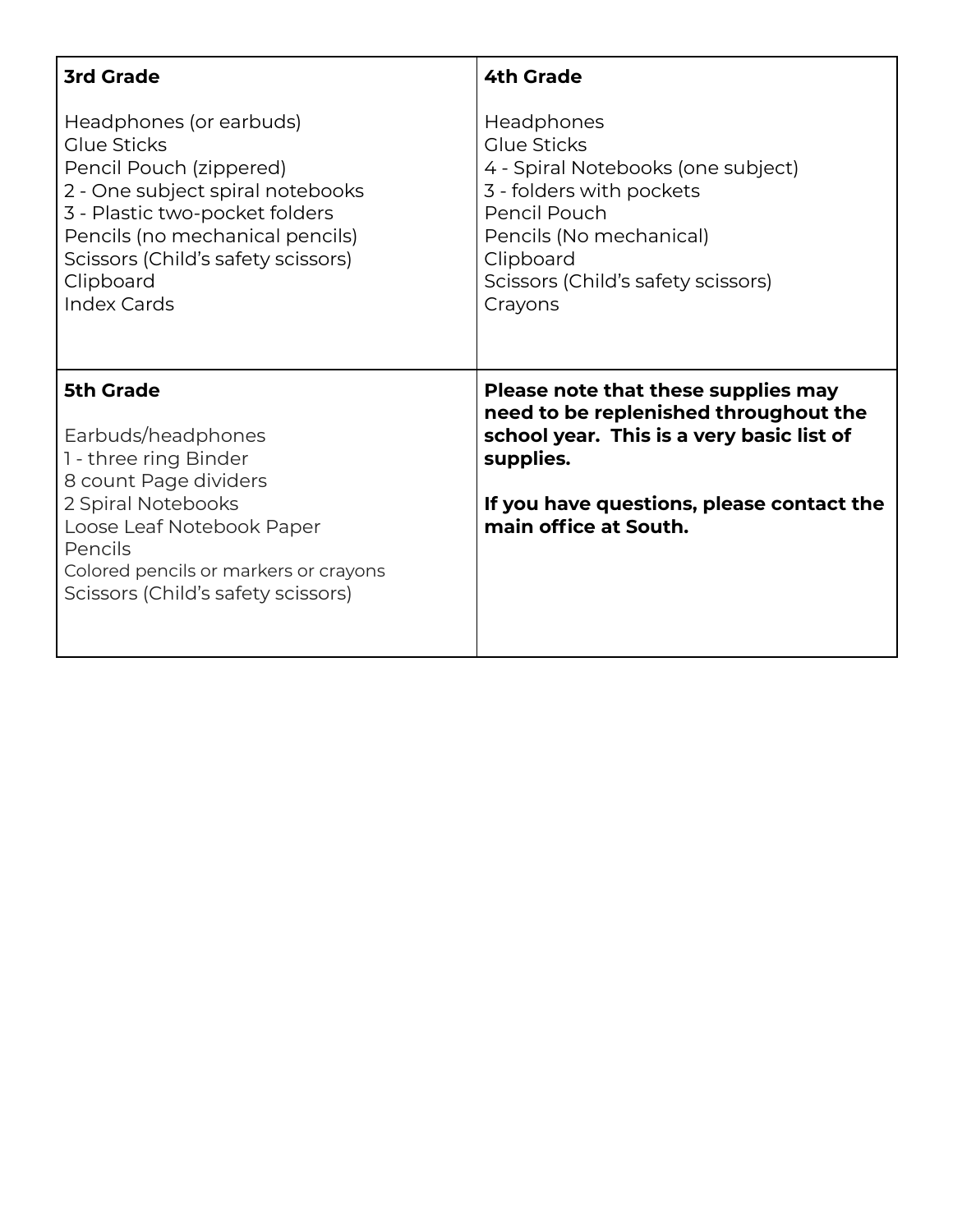### 3rd Grade

Headphones (or earbuds)
Glue Sticks
Pencil Pouch (zippered)
2 - One subject spiral notebooks
3 - Plastic two-pocket folders
Pencils (no mechanical pencils)
Scissors (Child's safety scissors)
Clipboard
Index Cards

### 4th Grade

Headphones
Glue Sticks
4 - Spiral Notebooks (one subject)
3 - folders with pockets
Pencil Pouch
Pencils (No mechanical)
Clipboard
Scissors (Child's safety scissors)
Crayons

### 5th Grade

Earbuds/headphones
1 - three ring Binder
8 count Page dividers
2 Spiral Notebooks
Loose Leaf Notebook Paper
Pencils
Colored pencils or markers or crayons
Scissors (Child's safety scissors)

**Please note that these supplies may need to be replenished throughout the school year. This is a very basic list of supplies.**

**If you have questions, please contact the main office at South.**